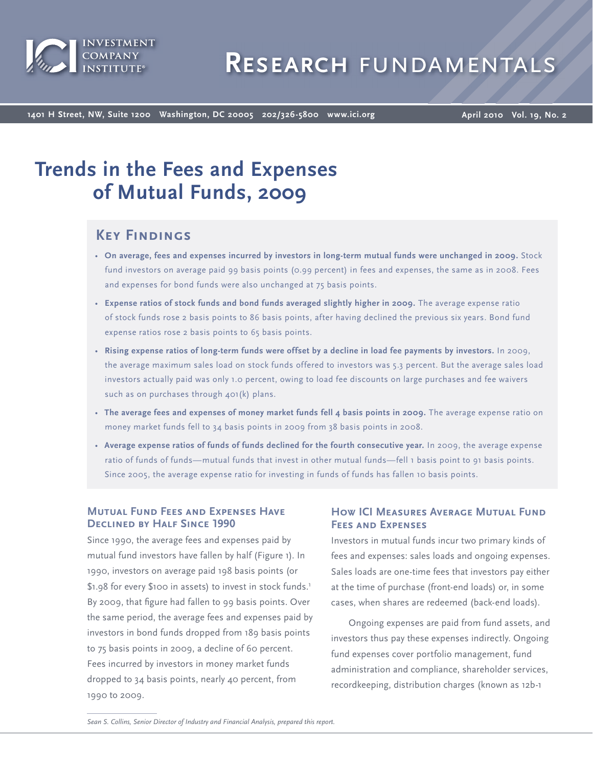# Research Fundamentals

April 2010 Vol. 19, No. 2

# Trends in the Fees and Expenses of Mutual Funds, 2009

## Key Findings

- **On average, fees and expenses incurred by investors in long-term mutual funds were unchanged in 2009.** Stock fund investors on average paid 99 basis points (0.99 percent) in fees and expenses, the same as in 2008. Fees and expenses for bond funds were also unchanged at 75 basis points.
- **Expense ratios of stock funds and bond funds averaged slightly higher in 2009.** The average expense ratio of stock funds rose 2 basis points to 86 basis points, after having declined the previous six years. Bond fund expense ratios rose 2 basis points to 65 basis points.
- **Rising expense ratios of long-term funds were offset by a decline in load fee payments by investors.** In 2009, the average maximum sales load on stock funds offered to investors was 5.3 percent. But the average sales load investors actually paid was only 1.0 percent, owing to load fee discounts on large purchases and fee waivers such as on purchases through 401(k) plans.
- **The average fees and expenses of money market funds fell 4 basis points in 2009.** The average expense ratio on money market funds fell to 34 basis points in 2009 from 38 basis points in 2008.
- **Average expense ratios of funds of funds declined for the fourth consecutive year.** In 2009, the average expense ratio of funds of funds—mutual funds that invest in other mutual funds—fell 1 basis point to 91 basis points. Since 2005, the average expense ratio for investing in funds of funds has fallen 10 basis points.

### Mutual Fund Fees and Expenses Have Declined by Half Since 1990

Since 1990, the average fees and expenses paid by mutual fund investors have fallen by half (Figure 1). In 1990, investors on average paid 198 basis points (or $1.98 for every $100 in assets) to invest in stock funds.[1] By 2009, that figure had fallen to 99 basis points. Over the same period, the average fees and expenses paid by investors in bond funds dropped from 189 basis points to 75 basis points in 2009, a decline of 60 percent. Fees incurred by investors in money market funds dropped to 34 basis points, nearly 40 percent, from 1990 to 2009.

### How ICI Measures Average Mutual Fund Fees and Expenses

Investors in mutual funds incur two primary kinds of fees and expenses: sales loads and ongoing expenses. Sales loads are one-time fees that investors pay either at the time of purchase (front-end loads) or, in some cases, when shares are redeemed (back-end loads).

Ongoing expenses are paid from fund assets, and investors thus pay these expenses indirectly. Ongoing fund expenses cover portfolio management, fund administration and compliance, shareholder services, recordkeeping, distribution charges (known as 12b-1

*Sean S. Collins, Senior Director of Industry and Financial Analysis, prepared this report.*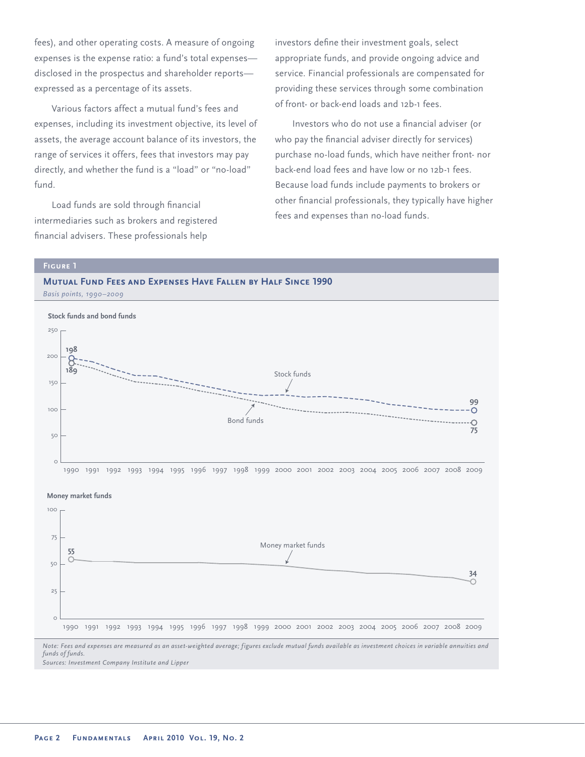fees), and other operating costs. A measure of ongoing expenses is the expense ratio: a fund's total expenses—disclosed in the prospectus and shareholder reports—expressed as a percentage of its assets.

Various factors affect a mutual fund's fees and expenses, including its investment objective, its level of assets, the average account balance of its investors, the range of services it offers, fees that investors may pay directly, and whether the fund is a "load" or "no-load" fund.

Load funds are sold through financial intermediaries such as brokers and registered financial advisers. These professionals help investors define their investment goals, select appropriate funds, and provide ongoing advice and service. Financial professionals are compensated for providing these services through some combination of front- or back-end loads and 12b-1 fees.

Investors who do not use a financial adviser (or who pay the financial adviser directly for services) purchase no-load funds, which have neither front- nor back-end load fees and have low or no 12b-1 fees. Because load funds include payments to brokers or other financial professionals, they typically have higher fees and expenses than no-load funds.

**Figure 1**

**Mutual Fund Fees and Expenses Have Fallen by Half Since 1990**

*Basis points, 1990–2009*

**Stock funds and bond funds**

Stock funds: 198 (1990) → 99 (2009)
Bond funds: 189 (1990) → 75 (2009)

**Money market funds**

Money market funds: 55 (1990) → 34 (2009)

*Note: Fees and expenses are measured as an asset-weighted average; figures exclude mutual funds available as investment choices in variable annuities and funds of funds.*

*Sources: Investment Company Institute and Lipper*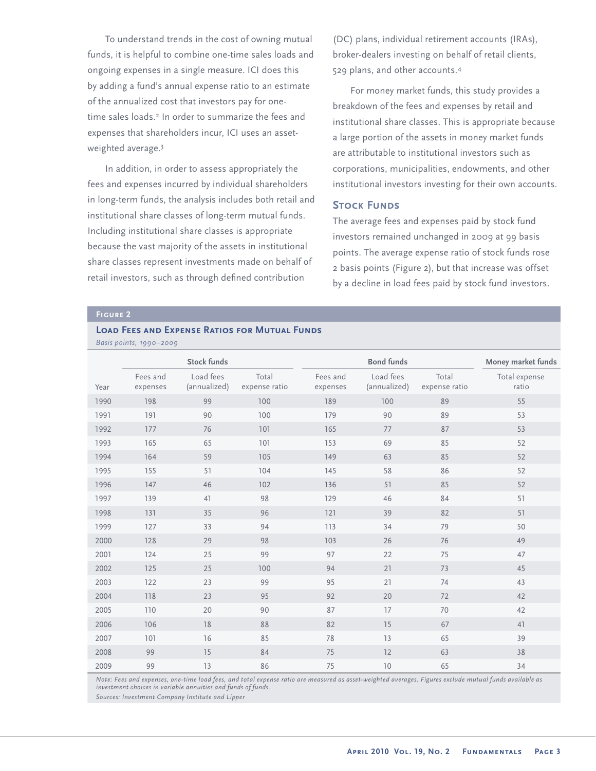To understand trends in the cost of owning mutual funds, it is helpful to combine one-time sales loads and ongoing expenses in a single measure. ICI does this by adding a fund's annual expense ratio to an estimate of the annualized cost that investors pay for one-time sales loads.[2] In order to summarize the fees and expenses that shareholders incur, ICI uses an asset-weighted average.[3]

In addition, in order to assess appropriately the fees and expenses incurred by individual shareholders in long-term funds, the analysis includes both retail and institutional share classes of long-term mutual funds. Including institutional share classes is appropriate because the vast majority of the assets in institutional share classes represent investments made on behalf of retail investors, such as through defined contribution (DC) plans, individual retirement accounts (IRAs), broker-dealers investing on behalf of retail clients, 529 plans, and other accounts.[4]

For money market funds, this study provides a breakdown of the fees and expenses by retail and institutional share classes. This is appropriate because a large portion of the assets in money market funds are attributable to institutional investors such as corporations, municipalities, endowments, and other institutional investors investing for their own accounts.

## Stock Funds

The average fees and expenses paid by stock fund investors remained unchanged in 2009 at 99 basis points. The average expense ratio of stock funds rose 2 basis points (Figure 2), but that increase was offset by a decline in load fees paid by stock fund investors.

**Figure 2**

**Load Fees and Expense Ratios for Mutual Funds**

*Basis points, 1990–2009*

| | Stock funds | | | Bond funds | | | Money market funds |
|---|---|---|---|---|---|---|---|
| Year | Fees and expenses | Load fees (annualized) | Total expense ratio | Fees and expenses | Load fees (annualized) | Total expense ratio | Total expense ratio |
| 1990 | 198 | 99 | 100 | 189 | 100 | 89 | 55 |
| 1991 | 191 | 90 | 100 | 179 | 90 | 89 | 53 |
| 1992 | 177 | 76 | 101 | 165 | 77 | 87 | 53 |
| 1993 | 165 | 65 | 101 | 153 | 69 | 85 | 52 |
| 1994 | 164 | 59 | 105 | 149 | 63 | 85 | 52 |
| 1995 | 155 | 51 | 104 | 145 | 58 | 86 | 52 |
| 1996 | 147 | 46 | 102 | 136 | 51 | 85 | 52 |
| 1997 | 139 | 41 | 98 | 129 | 46 | 84 | 51 |
| 1998 | 131 | 35 | 96 | 121 | 39 | 82 | 51 |
| 1999 | 127 | 33 | 94 | 113 | 34 | 79 | 50 |
| 2000 | 128 | 29 | 98 | 103 | 26 | 76 | 49 |
| 2001 | 124 | 25 | 99 | 97 | 22 | 75 | 47 |
| 2002 | 125 | 25 | 100 | 94 | 21 | 73 | 45 |
| 2003 | 122 | 23 | 99 | 95 | 21 | 74 | 43 |
| 2004 | 118 | 23 | 95 | 92 | 20 | 72 | 42 |
| 2005 | 110 | 20 | 90 | 87 | 17 | 70 | 42 |
| 2006 | 106 | 18 | 88 | 82 | 15 | 67 | 41 |
| 2007 | 101 | 16 | 85 | 78 | 13 | 65 | 39 |
| 2008 | 99 | 15 | 84 | 75 | 12 | 63 | 38 |
| 2009 | 99 | 13 | 86 | 75 | 10 | 65 | 34 |

*Note: Fees and expenses, one-time load fees, and total expense ratio are measured as asset-weighted averages. Figures exclude mutual funds available as investment choices in variable annuities and funds of funds.*

*Sources: Investment Company Institute and Lipper*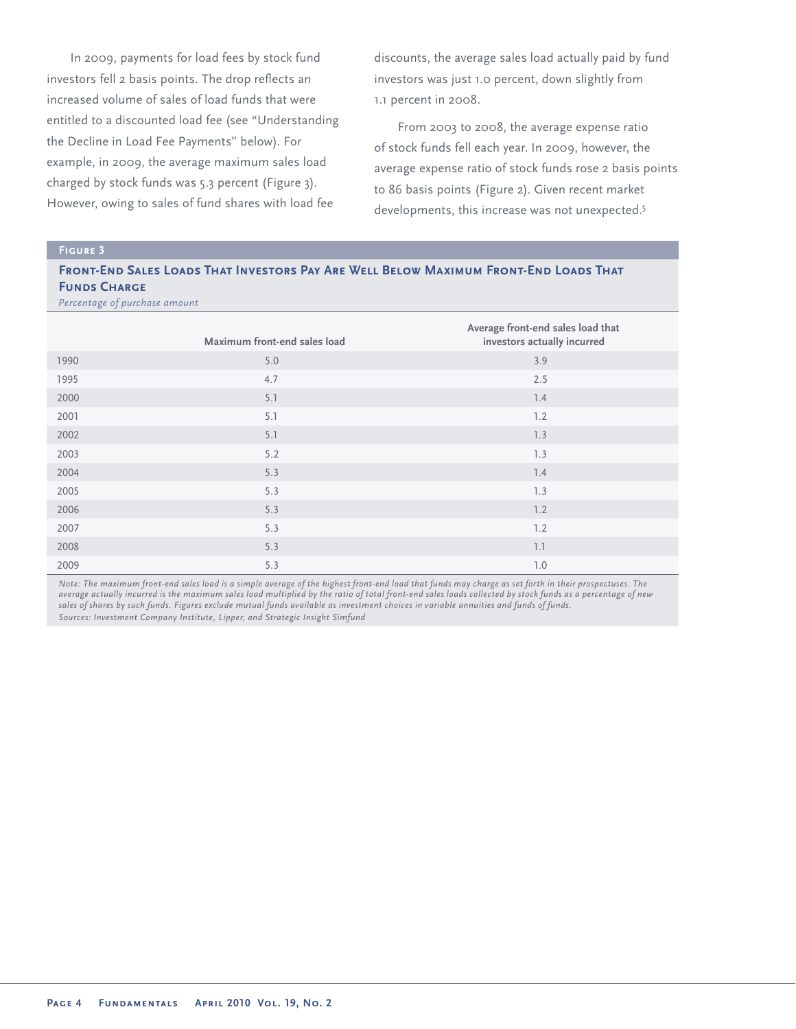In 2009, payments for load fees by stock fund investors fell 2 basis points. The drop reflects an increased volume of sales of load funds that were entitled to a discounted load fee (see "Understanding the Decline in Load Fee Payments" below). For example, in 2009, the average maximum sales load charged by stock funds was 5.3 percent (Figure 3). However, owing to sales of fund shares with load fee discounts, the average sales load actually paid by fund investors was just 1.0 percent, down slightly from 1.1 percent in 2008.

From 2003 to 2008, the average expense ratio of stock funds fell each year. In 2009, however, the average expense ratio of stock funds rose 2 basis points to 86 basis points (Figure 2). Given recent market developments, this increase was not unexpected.[5]

**Figure 3**

**Front-End Sales Loads That Investors Pay Are Well Below Maximum Front-End Loads That Funds Charge**

*Percentage of purchase amount*

| | Maximum front-end sales load | Average front-end sales load that investors actually incurred |
|---|---|---|
| 1990 | 5.0 | 3.9 |
| 1995 | 4.7 | 2.5 |
| 2000 | 5.1 | 1.4 |
| 2001 | 5.1 | 1.2 |
| 2002 | 5.1 | 1.3 |
| 2003 | 5.2 | 1.3 |
| 2004 | 5.3 | 1.4 |
| 2005 | 5.3 | 1.3 |
| 2006 | 5.3 | 1.2 |
| 2007 | 5.3 | 1.2 |
| 2008 | 5.3 | 1.1 |
| 2009 | 5.3 | 1.0 |

*Note: The maximum front-end sales load is a simple average of the highest front-end load that funds may charge as set forth in their prospectuses. The average actually incurred is the maximum sales load multiplied by the ratio of total front-end sales loads collected by stock funds as a percentage of new sales of shares by such funds. Figures exclude mutual funds available as investment choices in variable annuities and funds of funds.*

*Sources: Investment Company Institute, Lipper, and Strategic Insight Simfund*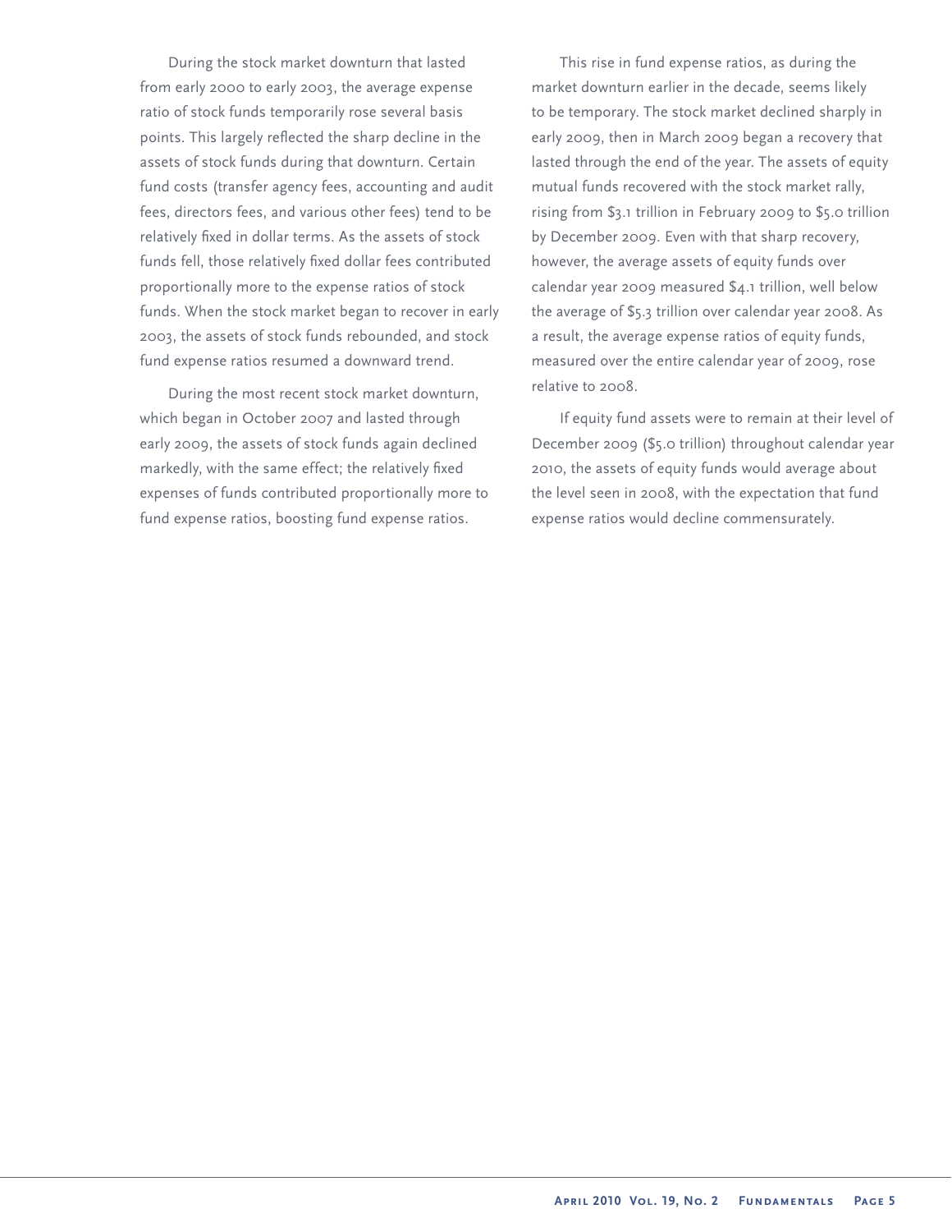During the stock market downturn that lasted from early 2000 to early 2003, the average expense ratio of stock funds temporarily rose several basis points. This largely reflected the sharp decline in the assets of stock funds during that downturn. Certain fund costs (transfer agency fees, accounting and audit fees, directors fees, and various other fees) tend to be relatively fixed in dollar terms. As the assets of stock funds fell, those relatively fixed dollar fees contributed proportionally more to the expense ratios of stock funds. When the stock market began to recover in early 2003, the assets of stock funds rebounded, and stock fund expense ratios resumed a downward trend.

During the most recent stock market downturn, which began in October 2007 and lasted through early 2009, the assets of stock funds again declined markedly, with the same effect; the relatively fixed expenses of funds contributed proportionally more to fund expense ratios, boosting fund expense ratios.

This rise in fund expense ratios, as during the market downturn earlier in the decade, seems likely to be temporary. The stock market declined sharply in early 2009, then in March 2009 began a recovery that lasted through the end of the year. The assets of equity mutual funds recovered with the stock market rally, rising from $3.1 trillion in February 2009 to $5.0 trillion by December 2009. Even with that sharp recovery, however, the average assets of equity funds over calendar year 2009 measured $4.1 trillion, well below the average of $5.3 trillion over calendar year 2008. As a result, the average expense ratios of equity funds, measured over the entire calendar year of 2009, rose relative to 2008.

If equity fund assets were to remain at their level of December 2009 ($5.0 trillion) throughout calendar year 2010, the assets of equity funds would average about the level seen in 2008, with the expectation that fund expense ratios would decline commensurately.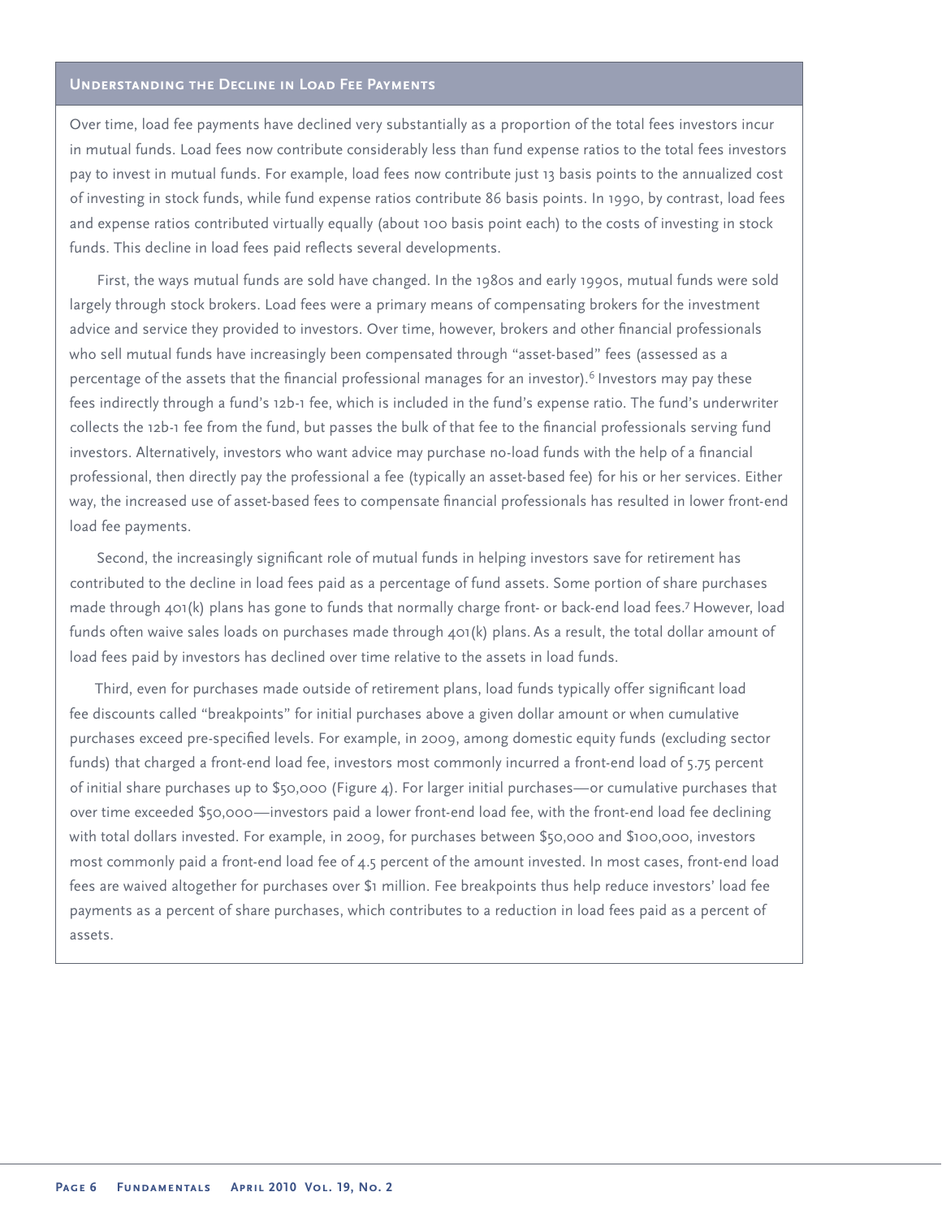## Understanding the Decline in Load Fee Payments

Over time, load fee payments have declined very substantially as a proportion of the total fees investors incur in mutual funds. Load fees now contribute considerably less than fund expense ratios to the total fees investors pay to invest in mutual funds. For example, load fees now contribute just 13 basis points to the annualized cost of investing in stock funds, while fund expense ratios contribute 86 basis points. In 1990, by contrast, load fees and expense ratios contributed virtually equally (about 100 basis point each) to the costs of investing in stock funds. This decline in load fees paid reflects several developments.

First, the ways mutual funds are sold have changed. In the 1980s and early 1990s, mutual funds were sold largely through stock brokers. Load fees were a primary means of compensating brokers for the investment advice and service they provided to investors. Over time, however, brokers and other financial professionals who sell mutual funds have increasingly been compensated through "asset-based" fees (assessed as a percentage of the assets that the financial professional manages for an investor).[6] Investors may pay these fees indirectly through a fund's 12b-1 fee, which is included in the fund's expense ratio. The fund's underwriter collects the 12b-1 fee from the fund, but passes the bulk of that fee to the financial professionals serving fund investors. Alternatively, investors who want advice may purchase no-load funds with the help of a financial professional, then directly pay the professional a fee (typically an asset-based fee) for his or her services. Either way, the increased use of asset-based fees to compensate financial professionals has resulted in lower front-end load fee payments.

Second, the increasingly significant role of mutual funds in helping investors save for retirement has contributed to the decline in load fees paid as a percentage of fund assets. Some portion of share purchases made through 401(k) plans has gone to funds that normally charge front- or back-end load fees.[7] However, load funds often waive sales loads on purchases made through 401(k) plans. As a result, the total dollar amount of load fees paid by investors has declined over time relative to the assets in load funds.

Third, even for purchases made outside of retirement plans, load funds typically offer significant load fee discounts called "breakpoints" for initial purchases above a given dollar amount or when cumulative purchases exceed pre-specified levels. For example, in 2009, among domestic equity funds (excluding sector funds) that charged a front-end load fee, investors most commonly incurred a front-end load of 5.75 percent of initial share purchases up to $50,000 (Figure 4). For larger initial purchases—or cumulative purchases that over time exceeded $50,000—investors paid a lower front-end load fee, with the front-end load fee declining with total dollars invested. For example, in 2009, for purchases between $50,000 and $100,000, investors most commonly paid a front-end load fee of 4.5 percent of the amount invested. In most cases, front-end load fees are waived altogether for purchases over $1 million. Fee breakpoints thus help reduce investors' load fee payments as a percent of share purchases, which contributes to a reduction in load fees paid as a percent of assets.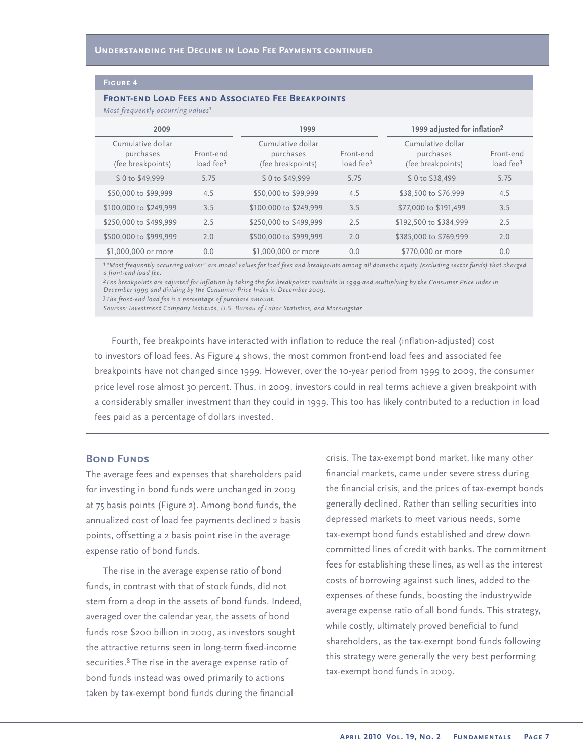## Understanding the Decline in Load Fee Payments continued

### Figure 4

**Front-end Load Fees and Associated Fee Breakpoints**

*Most frequently occurring values*[1]

| 2009 | | 1999 | | 1999 adjusted for inflation[2] | |
|---|---|---|---|---|---|
| Cumulative dollar purchases (fee breakpoints) | Front-end load fee[3] | Cumulative dollar purchases (fee breakpoints) | Front-end load fee[3] | Cumulative dollar purchases (fee breakpoints) | Front-end load fee[3] |
| $ 0 to $49,999 | 5.75 | $ 0 to $49,999 | 5.75 | $ 0 to $38,499 | 5.75 |
| $50,000 to $99,999 | 4.5 | $50,000 to $99,999 | 4.5 | $38,500 to $76,999 | 4.5 |
| $100,000 to $249,999 | 3.5 | $100,000 to $249,999 | 3.5 | $77,000 to $191,499 | 3.5 |
| $250,000 to $499,999 | 2.5 | $250,000 to $499,999 | 2.5 | $192,500 to $384,999 | 2.5 |
| $500,000 to $999,999 | 2.0 | $500,000 to $999,999 | 2.0 | $385,000 to $769,999 | 2.0 |
| $1,000,000 or more | 0.0 | $1,000,000 or more | 0.0 | $770,000 or more | 0.0 |

*[1] "Most frequently occurring values" are modal values for load fees and breakpoints among all domestic equity (excluding sector funds) that charged a front-end load fee.*

*[2] Fee breakpoints are adjusted for inflation by taking the fee breakpoints available in 1999 and multiplying by the Consumer Price Index in December 1999 and dividing by the Consumer Price Index in December 2009.*

*[3] The front-end load fee is a percentage of purchase amount.*

*Sources: Investment Company Institute, U.S. Bureau of Labor Statistics, and Morningstar*

Fourth, fee breakpoints have interacted with inflation to reduce the real (inflation-adjusted) cost to investors of load fees. As Figure 4 shows, the most common front-end load fees and associated fee breakpoints have not changed since 1999. However, over the 10-year period from 1999 to 2009, the consumer price level rose almost 30 percent. Thus, in 2009, investors could in real terms achieve a given breakpoint with a considerably smaller investment than they could in 1999. This too has likely contributed to a reduction in load fees paid as a percentage of dollars invested.

## Bond Funds

The average fees and expenses that shareholders paid for investing in bond funds were unchanged in 2009 at 75 basis points (Figure 2). Among bond funds, the annualized cost of load fee payments declined 2 basis points, offsetting a 2 basis point rise in the average expense ratio of bond funds.

The rise in the average expense ratio of bond funds, in contrast with that of stock funds, did not stem from a drop in the assets of bond funds. Indeed, averaged over the calendar year, the assets of bond funds rose $200 billion in 2009, as investors sought the attractive returns seen in long-term fixed-income securities.[8] The rise in the average expense ratio of bond funds instead was owed primarily to actions taken by tax-exempt bond funds during the financial crisis. The tax-exempt bond market, like many other financial markets, came under severe stress during the financial crisis, and the prices of tax-exempt bonds generally declined. Rather than selling securities into depressed markets to meet various needs, some tax-exempt bond funds established and drew down committed lines of credit with banks. The commitment fees for establishing these lines, as well as the interest costs of borrowing against such lines, added to the expenses of these funds, boosting the industrywide average expense ratio of all bond funds. This strategy, while costly, ultimately proved beneficial to fund shareholders, as the tax-exempt bond funds following this strategy were generally the very best performing tax-exempt bond funds in 2009.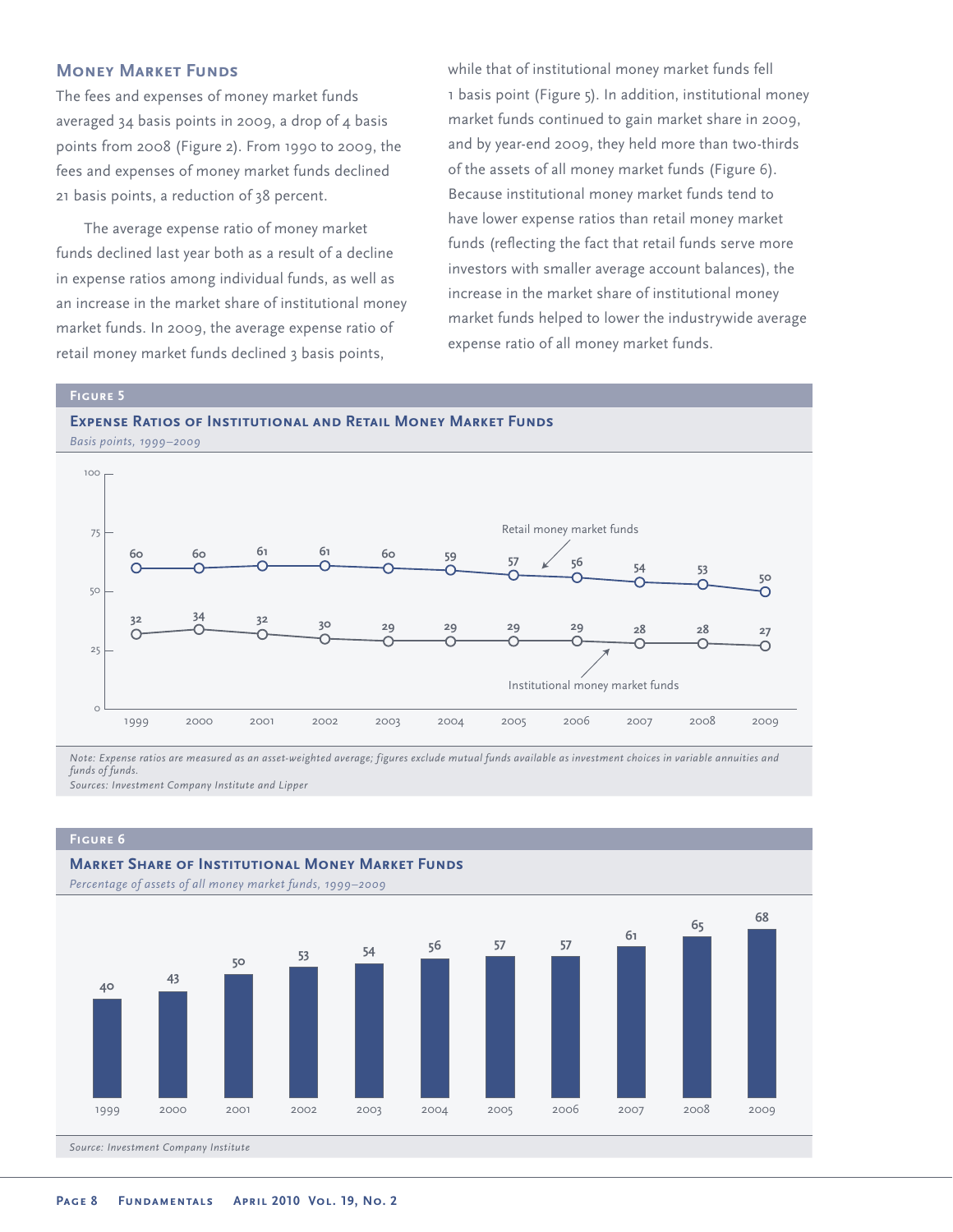## Money Market Funds

The fees and expenses of money market funds averaged 34 basis points in 2009, a drop of 4 basis points from 2008 (Figure 2). From 1990 to 2009, the fees and expenses of money market funds declined 21 basis points, a reduction of 38 percent.

The average expense ratio of money market funds declined last year both as a result of a decline in expense ratios among individual funds, as well as an increase in the market share of institutional money market funds. In 2009, the average expense ratio of retail money market funds declined 3 basis points, while that of institutional money market funds fell 1 basis point (Figure 5). In addition, institutional money market funds continued to gain market share in 2009, and by year-end 2009, they held more than two-thirds of the assets of all money market funds (Figure 6). Because institutional money market funds tend to have lower expense ratios than retail money market funds (reflecting the fact that retail funds serve more investors with smaller average account balances), the increase in the market share of institutional money market funds helped to lower the industrywide average expense ratio of all money market funds.

### Figure 5

**Expense Ratios of Institutional and Retail Money Market Funds**

*Basis points, 1999–2009*

| | 1999 | 2000 | 2001 | 2002 | 2003 | 2004 | 2005 | 2006 | 2007 | 2008 | 2009 |
|---|---|---|---|---|---|---|---|---|---|---|---|
| Retail money market funds | 60 | 60 | 61 | 61 | 60 | 59 | 57 | 56 | 54 | 53 | 50 |
| Institutional money market funds | 32 | 34 | 32 | 30 | 29 | 29 | 29 | 29 | 28 | 28 | 27 |

*Note: Expense ratios are measured as an asset-weighted average; figures exclude mutual funds available as investment choices in variable annuities and funds of funds.*
*Sources: Investment Company Institute and Lipper*

### Figure 6

**Market Share of Institutional Money Market Funds**

*Percentage of assets of all money market funds, 1999–2009*

| 1999 | 2000 | 2001 | 2002 | 2003 | 2004 | 2005 | 2006 | 2007 | 2008 | 2009 |
|---|---|---|---|---|---|---|---|---|---|---|
| 40 | 43 | 50 | 53 | 54 | 56 | 57 | 57 | 61 | 65 | 68 |

*Source: Investment Company Institute*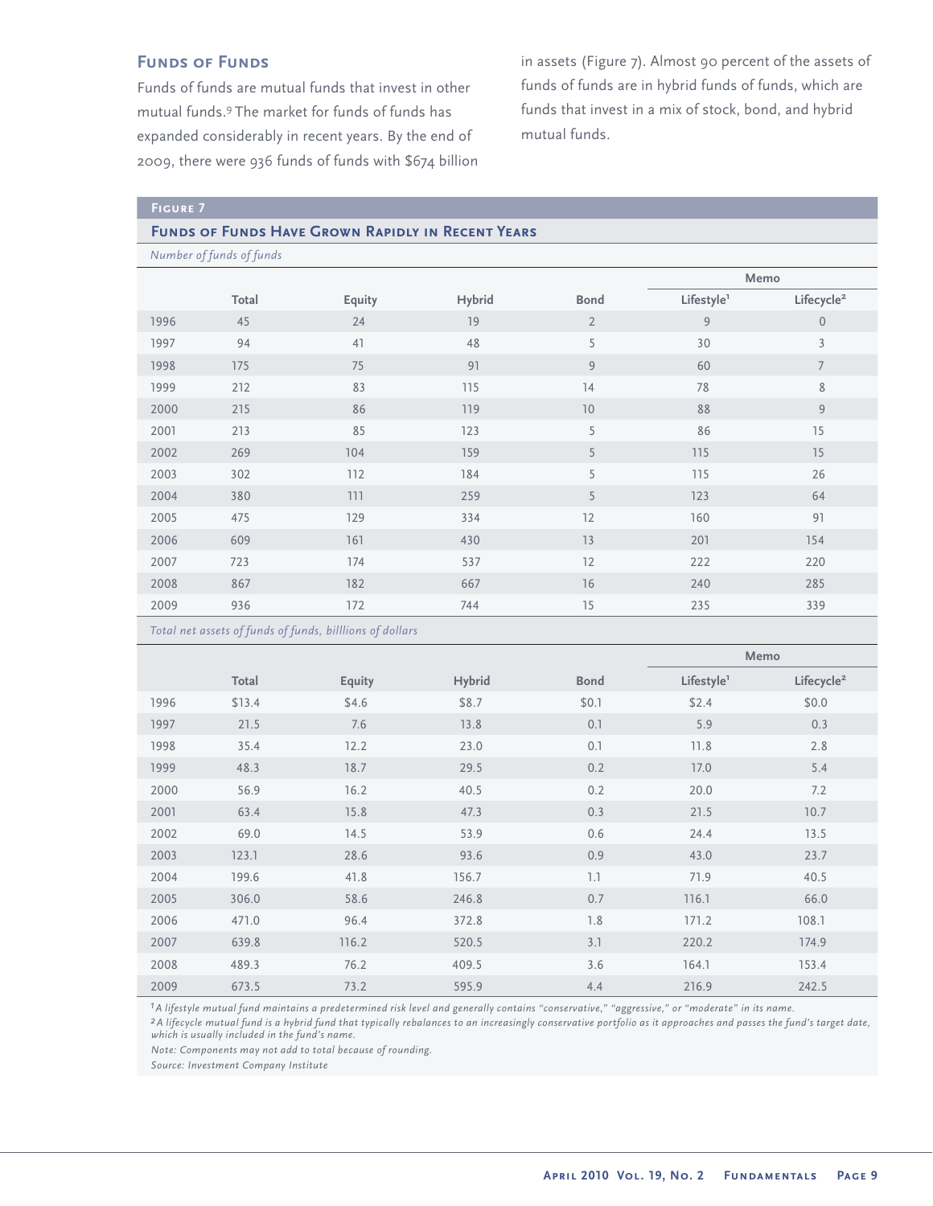### Funds of Funds

Funds of funds are mutual funds that invest in other mutual funds.[9] The market for funds of funds has expanded considerably in recent years. By the end of 2009, there were 936 funds of funds with $674 billion in assets (Figure 7). Almost 90 percent of the assets of funds of funds are in hybrid funds of funds, which are funds that invest in a mix of stock, bond, and hybrid mutual funds.

**Figure 7**

**Funds of Funds Have Grown Rapidly in Recent Years**

*Number of funds of funds*

| | | | | | Memo | |
|---|---|---|---|---|---|---|
| | Total | Equity | Hybrid | Bond | Lifestyle[1] | Lifecycle[2] |
| 1996 | 45 | 24 | 19 | 2 | 9 | 0 |
| 1997 | 94 | 41 | 48 | 5 | 30 | 3 |
| 1998 | 175 | 75 | 91 | 9 | 60 | 7 |
| 1999 | 212 | 83 | 115 | 14 | 78 | 8 |
| 2000 | 215 | 86 | 119 | 10 | 88 | 9 |
| 2001 | 213 | 85 | 123 | 5 | 86 | 15 |
| 2002 | 269 | 104 | 159 | 5 | 115 | 15 |
| 2003 | 302 | 112 | 184 | 5 | 115 | 26 |
| 2004 | 380 | 111 | 259 | 5 | 123 | 64 |
| 2005 | 475 | 129 | 334 | 12 | 160 | 91 |
| 2006 | 609 | 161 | 430 | 13 | 201 | 154 |
| 2007 | 723 | 174 | 537 | 12 | 222 | 220 |
| 2008 | 867 | 182 | 667 | 16 | 240 | 285 |
| 2009 | 936 | 172 | 744 | 15 | 235 | 339 |

*Total net assets of funds of funds, billlions of dollars*

| | | | | | Memo | |
|---|---|---|---|---|---|---|
| | Total | Equity | Hybrid | Bond | Lifestyle[1] | Lifecycle[2] |
| 1996 | $13.4 | $4.6 | $8.7 | $0.1 | $2.4 | $0.0 |
| 1997 | 21.5 | 7.6 | 13.8 | 0.1 | 5.9 | 0.3 |
| 1998 | 35.4 | 12.2 | 23.0 | 0.1 | 11.8 | 2.8 |
| 1999 | 48.3 | 18.7 | 29.5 | 0.2 | 17.0 | 5.4 |
| 2000 | 56.9 | 16.2 | 40.5 | 0.2 | 20.0 | 7.2 |
| 2001 | 63.4 | 15.8 | 47.3 | 0.3 | 21.5 | 10.7 |
| 2002 | 69.0 | 14.5 | 53.9 | 0.6 | 24.4 | 13.5 |
| 2003 | 123.1 | 28.6 | 93.6 | 0.9 | 43.0 | 23.7 |
| 2004 | 199.6 | 41.8 | 156.7 | 1.1 | 71.9 | 40.5 |
| 2005 | 306.0 | 58.6 | 246.8 | 0.7 | 116.1 | 66.0 |
| 2006 | 471.0 | 96.4 | 372.8 | 1.8 | 171.2 | 108.1 |
| 2007 | 639.8 | 116.2 | 520.5 | 3.1 | 220.2 | 174.9 |
| 2008 | 489.3 | 76.2 | 409.5 | 3.6 | 164.1 | 153.4 |
| 2009 | 673.5 | 73.2 | 595.9 | 4.4 | 216.9 | 242.5 |

[1] *A lifestyle mutual fund maintains a predetermined risk level and generally contains "conservative," "aggressive," or "moderate" in its name.*

[2] *A lifecycle mutual fund is a hybrid fund that typically rebalances to an increasingly conservative portfolio as it approaches and passes the fund's target date, which is usually included in the fund's name.*

*Note: Components may not add to total because of rounding.*

*Source: Investment Company Institute*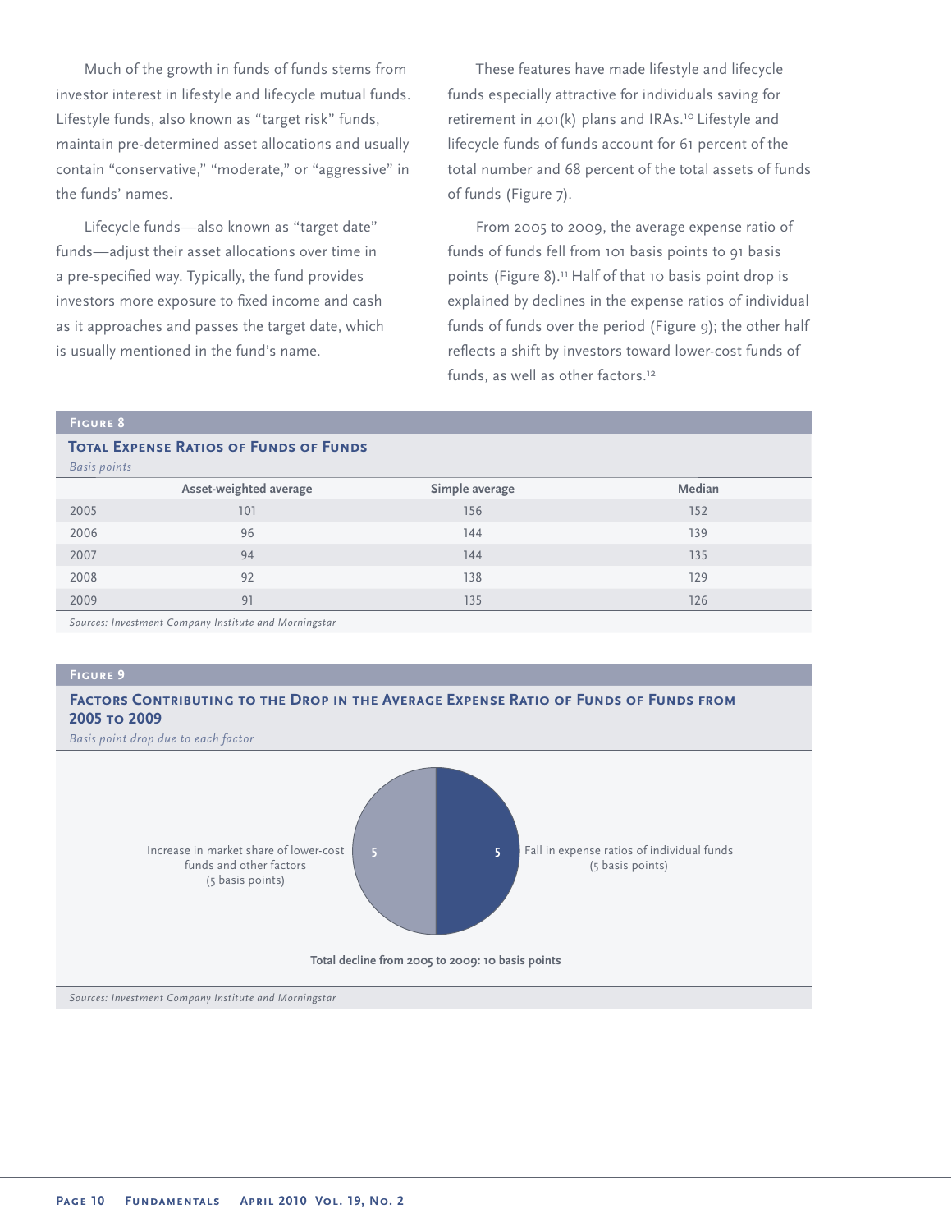Much of the growth in funds of funds stems from investor interest in lifestyle and lifecycle mutual funds. Lifestyle funds, also known as "target risk" funds, maintain pre-determined asset allocations and usually contain "conservative," "moderate," or "aggressive" in the funds' names.

Lifecycle funds—also known as "target date" funds—adjust their asset allocations over time in a pre-specified way. Typically, the fund provides investors more exposure to fixed income and cash as it approaches and passes the target date, which is usually mentioned in the fund's name.

These features have made lifestyle and lifecycle funds especially attractive for individuals saving for retirement in 401(k) plans and IRAs.[10] Lifestyle and lifecycle funds of funds account for 61 percent of the total number and 68 percent of the total assets of funds of funds (Figure 7).

From 2005 to 2009, the average expense ratio of funds of funds fell from 101 basis points to 91 basis points (Figure 8).[11] Half of that 10 basis point drop is explained by declines in the expense ratios of individual funds of funds over the period (Figure 9); the other half reflects a shift by investors toward lower-cost funds of funds, as well as other factors.[12]

**Figure 8**

**Total Expense Ratios of Funds of Funds**

*Basis points*

| | Asset-weighted average | Simple average | Median |
|---|---|---|---|
| 2005 | 101 | 156 | 152 |
| 2006 | 96 | 144 | 139 |
| 2007 | 94 | 144 | 135 |
| 2008 | 92 | 138 | 129 |
| 2009 | 91 | 135 | 126 |

*Sources: Investment Company Institute and Morningstar*

**Figure 9**

**Factors Contributing to the Drop in the Average Expense Ratio of Funds of Funds from 2005 to 2009**

*Basis point drop due to each factor*

Increase in market share of lower-cost funds and other factors (5 basis points)

Fall in expense ratios of individual funds (5 basis points)

**Total decline from 2005 to 2009: 10 basis points**

*Sources: Investment Company Institute and Morningstar*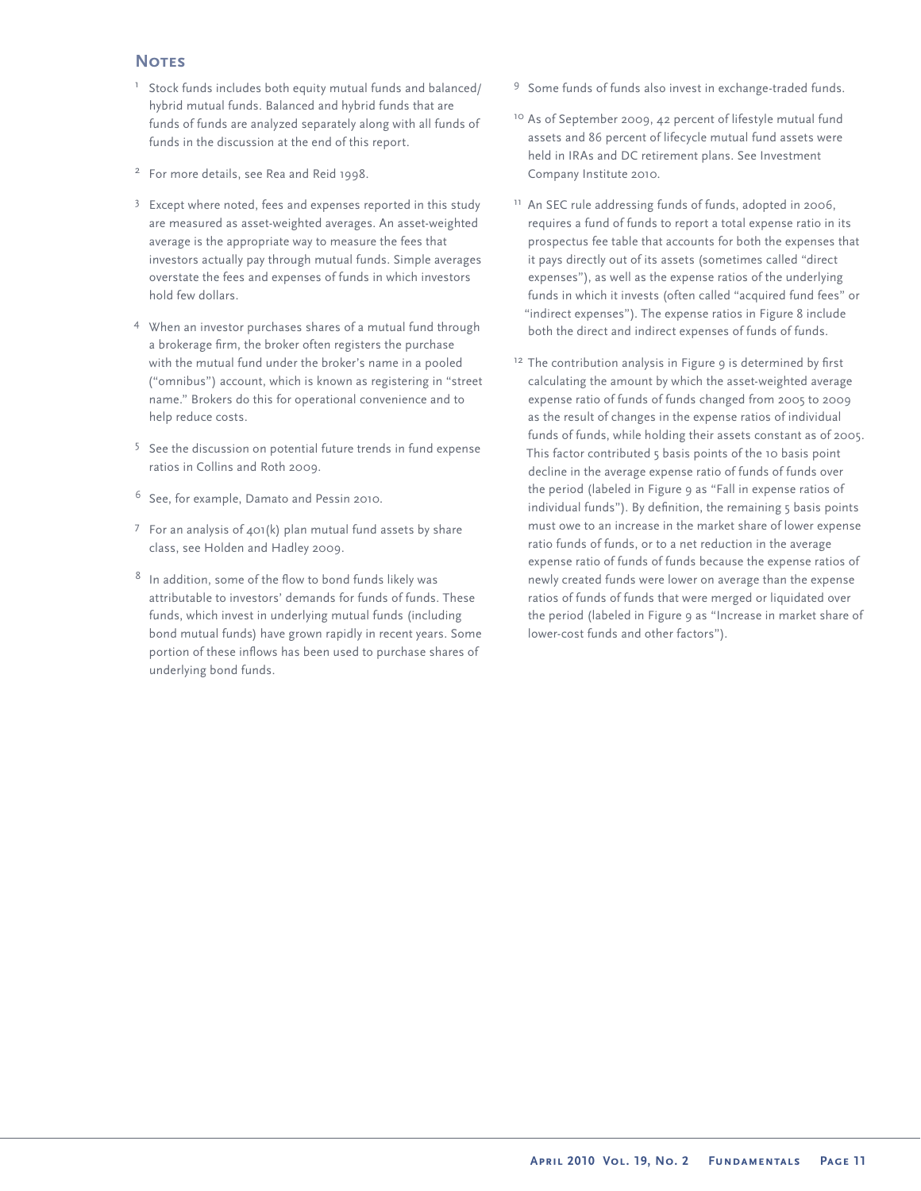## Notes

[1] Stock funds includes both equity mutual funds and balanced/hybrid mutual funds. Balanced and hybrid funds that are funds of funds are analyzed separately along with all funds of funds in the discussion at the end of this report.

[2] For more details, see Rea and Reid 1998.

[3] Except where noted, fees and expenses reported in this study are measured as asset-weighted averages. An asset-weighted average is the appropriate way to measure the fees that investors actually pay through mutual funds. Simple averages overstate the fees and expenses of funds in which investors hold few dollars.

[4] When an investor purchases shares of a mutual fund through a brokerage firm, the broker often registers the purchase with the mutual fund under the broker's name in a pooled ("omnibus") account, which is known as registering in "street name." Brokers do this for operational convenience and to help reduce costs.

[5] See the discussion on potential future trends in fund expense ratios in Collins and Roth 2009.

[6] See, for example, Damato and Pessin 2010.

[7] For an analysis of 401(k) plan mutual fund assets by share class, see Holden and Hadley 2009.

[8] In addition, some of the flow to bond funds likely was attributable to investors' demands for funds of funds. These funds, which invest in underlying mutual funds (including bond mutual funds) have grown rapidly in recent years. Some portion of these inflows has been used to purchase shares of underlying bond funds.

[9] Some funds of funds also invest in exchange-traded funds.

[10] As of September 2009, 42 percent of lifestyle mutual fund assets and 86 percent of lifecycle mutual fund assets were held in IRAs and DC retirement plans. See Investment Company Institute 2010.

[11] An SEC rule addressing funds of funds, adopted in 2006, requires a fund of funds to report a total expense ratio in its prospectus fee table that accounts for both the expenses that it pays directly out of its assets (sometimes called "direct expenses"), as well as the expense ratios of the underlying funds in which it invests (often called "acquired fund fees" or "indirect expenses"). The expense ratios in Figure 8 include both the direct and indirect expenses of funds of funds.

[12] The contribution analysis in Figure 9 is determined by first calculating the amount by which the asset-weighted average expense ratio of funds of funds changed from 2005 to 2009 as the result of changes in the expense ratios of individual funds of funds, while holding their assets constant as of 2005. This factor contributed 5 basis points of the 10 basis point decline in the average expense ratio of funds of funds over the period (labeled in Figure 9 as "Fall in expense ratios of individual funds"). By definition, the remaining 5 basis points must owe to an increase in the market share of lower expense ratio funds of funds, or to a net reduction in the average expense ratio of funds of funds because the expense ratios of newly created funds were lower on average than the expense ratios of funds of funds that were merged or liquidated over the period (labeled in Figure 9 as "Increase in market share of lower-cost funds and other factors").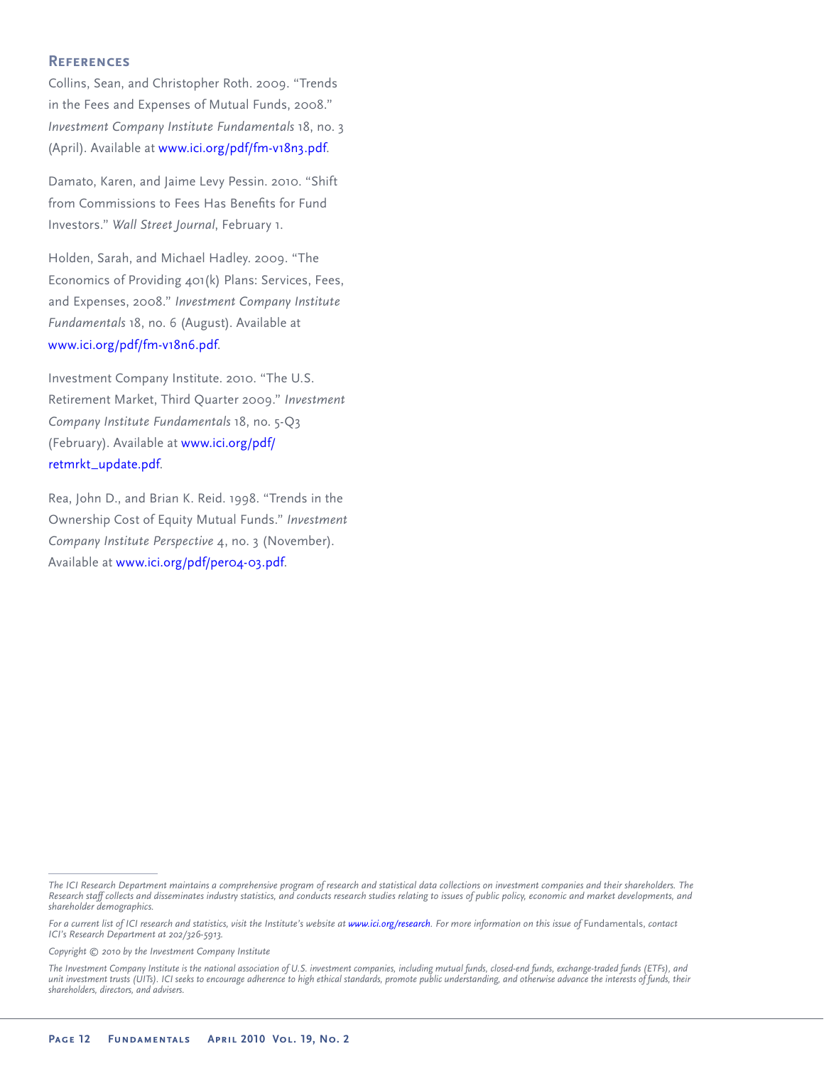## References

Collins, Sean, and Christopher Roth. 2009. "Trends in the Fees and Expenses of Mutual Funds, 2008." *Investment Company Institute Fundamentals* 18, no. 3 (April). Available at www.ici.org/pdf/fm-v18n3.pdf.

Damato, Karen, and Jaime Levy Pessin. 2010. "Shift from Commissions to Fees Has Benefits for Fund Investors." *Wall Street Journal*, February 1.

Holden, Sarah, and Michael Hadley. 2009. "The Economics of Providing 401(k) Plans: Services, Fees, and Expenses, 2008." *Investment Company Institute Fundamentals* 18, no. 6 (August). Available at www.ici.org/pdf/fm-v18n6.pdf.

Investment Company Institute. 2010. "The U.S. Retirement Market, Third Quarter 2009." *Investment Company Institute Fundamentals* 18, no. 5-Q3 (February). Available at www.ici.org/pdf/retmrkt_update.pdf.

Rea, John D., and Brian K. Reid. 1998. "Trends in the Ownership Cost of Equity Mutual Funds." *Investment Company Institute Perspective* 4, no. 3 (November). Available at www.ici.org/pdf/per04-03.pdf.

---

*The ICI Research Department maintains a comprehensive program of research and statistical data collections on investment companies and their shareholders. The Research staff collects and disseminates industry statistics, and conducts research studies relating to issues of public policy, economic and market developments, and shareholder demographics.*

*For a current list of ICI research and statistics, visit the Institute's website at www.ici.org/research. For more information on this issue of* Fundamentals*, contact ICI's Research Department at 202/326-5913.*

*Copyright © 2010 by the Investment Company Institute*

*The Investment Company Institute is the national association of U.S. investment companies, including mutual funds, closed-end funds, exchange-traded funds (ETFs), and unit investment trusts (UITs). ICI seeks to encourage adherence to high ethical standards, promote public understanding, and otherwise advance the interests of funds, their shareholders, directors, and advisers.*